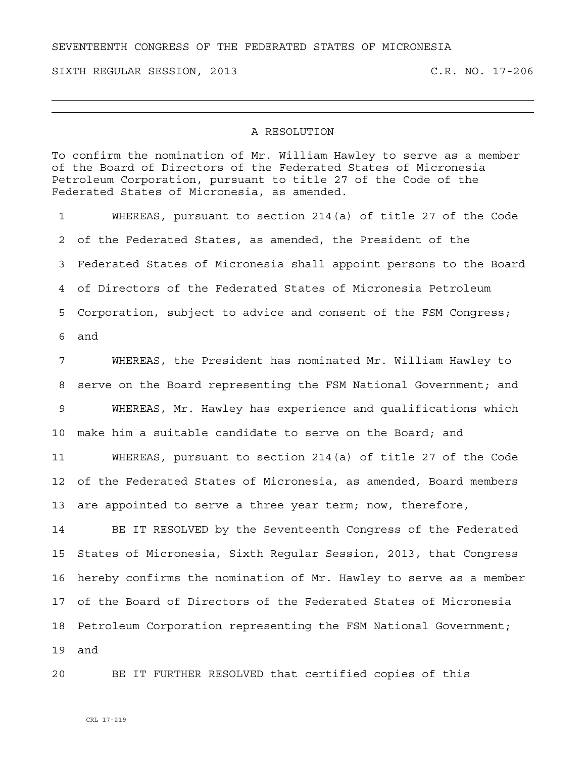SEVENTEENTH CONGRESS OF THE FEDERATED STATES OF MICRONESIA

SIXTH REGULAR SESSION, 2013 C.R. NO. 17-206

---

## A RESOLUTION

To confirm the nomination of Mr. William Hawley to serve as a member of the Board of Directors of the Federated States of Micronesia Petroleum Corporation, pursuant to title 27 of the Code of the Federated States of Micronesia, as amended.

1 WHEREAS, pursuant to section 214(a) of title 27 of the Code
2 of the Federated States, as amended, the President of the
3 Federated States of Micronesia shall appoint persons to the Board
4 of Directors of the Federated States of Micronesia Petroleum
5 Corporation, subject to advice and consent of the FSM Congress;
6 and

7 WHEREAS, the President has nominated Mr. William Hawley to
8 serve on the Board representing the FSM National Government; and

9 WHEREAS, Mr. Hawley has experience and qualifications which
10 make him a suitable candidate to serve on the Board; and

11 WHEREAS, pursuant to section 214(a) of title 27 of the Code
12 of the Federated States of Micronesia, as amended, Board members
13 are appointed to serve a three year term; now, therefore,

14 BE IT RESOLVED by the Seventeenth Congress of the Federated
15 States of Micronesia, Sixth Regular Session, 2013, that Congress
16 hereby confirms the nomination of Mr. Hawley to serve as a member
17 of the Board of Directors of the Federated States of Micronesia
18 Petroleum Corporation representing the FSM National Government;
19 and

20 BE IT FURTHER RESOLVED that certified copies of this

CRL 17-219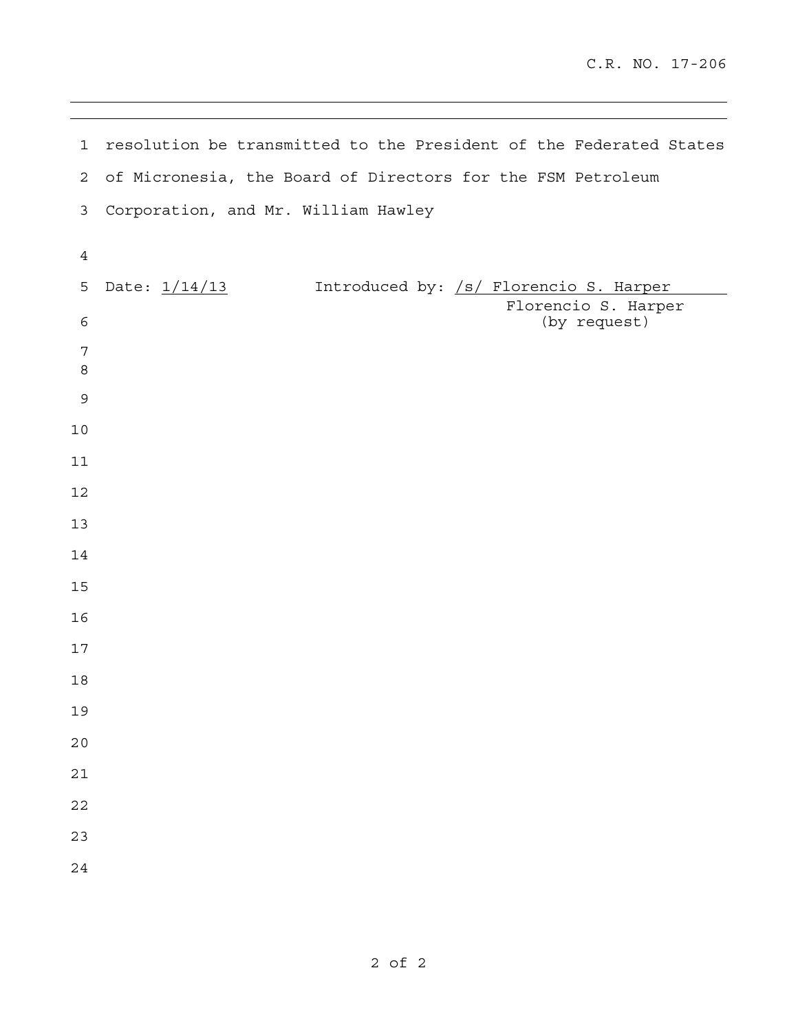resolution be transmitted to the President of the Federated States of Micronesia, the Board of Directors for the FSM Petroleum Corporation, and Mr. William Hawley

Date: 1/14/13 Introduced by: /s/ Florencio S. Harper

Florencio S. Harper
(by request)